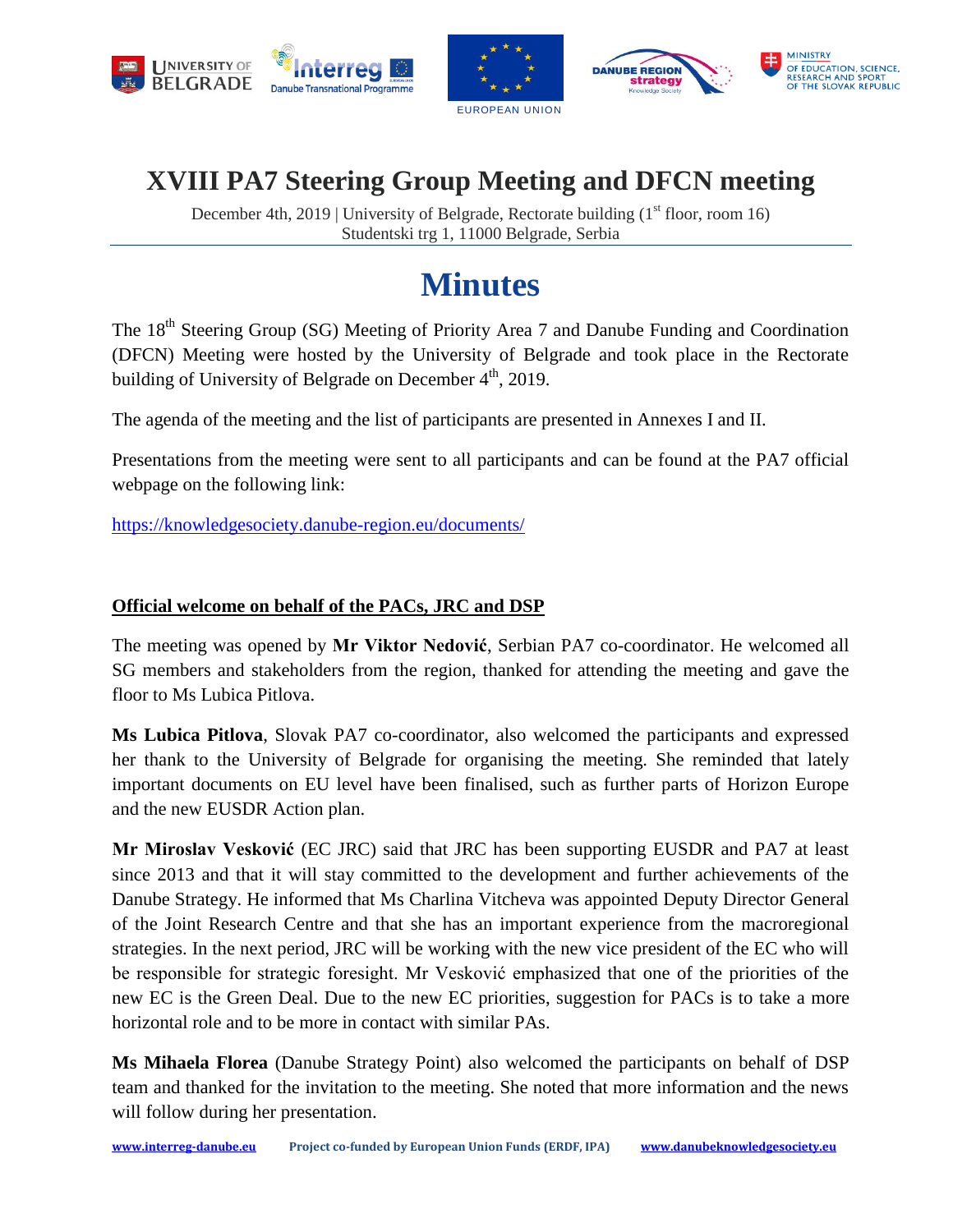# XVIII PA7 Steering Group Meeting and DFCN meeting

December 4th, 2019 | University of Belgrade, Rectorate building (1st floor, room 16)
Studentski trg 1, 11000 Belgrade, Serbia

# Minutes

The 18th Steering Group (SG) Meeting of Priority Area 7 and Danube Funding and Coordination (DFCN) Meeting were hosted by the University of Belgrade and took place in the Rectorate building of University of Belgrade on December 4th, 2019.

The agenda of the meeting and the list of participants are presented in Annexes I and II.

Presentations from the meeting were sent to all participants and can be found at the PA7 official webpage on the following link:

https://knowledgesociety.danube-region.eu/documents/

## Official welcome on behalf of the PACs, JRC and DSP

The meeting was opened by **Mr Viktor Nedović**, Serbian PA7 co-coordinator. He welcomed all SG members and stakeholders from the region, thanked for attending the meeting and gave the floor to Ms Lubica Pitlova.

**Ms Lubica Pitlova**, Slovak PA7 co-coordinator, also welcomed the participants and expressed her thank to the University of Belgrade for organising the meeting. She reminded that lately important documents on EU level have been finalised, such as further parts of Horizon Europe and the new EUSDR Action plan.

**Mr Miroslav Vesković** (EC JRC) said that JRC has been supporting EUSDR and PA7 at least since 2013 and that it will stay committed to the development and further achievements of the Danube Strategy. He informed that Ms Charlina Vitcheva was appointed Deputy Director General of the Joint Research Centre and that she has an important experience from the macroregional strategies. In the next period, JRC will be working with the new vice president of the EC who will be responsible for strategic foresight. Mr Vesković emphasized that one of the priorities of the new EC is the Green Deal. Due to the new EC priorities, suggestion for PACs is to take a more horizontal role and to be more in contact with similar PAs.

**Ms Mihaela Florea** (Danube Strategy Point) also welcomed the participants on behalf of DSP team and thanked for the invitation to the meeting. She noted that more information and the news will follow during her presentation.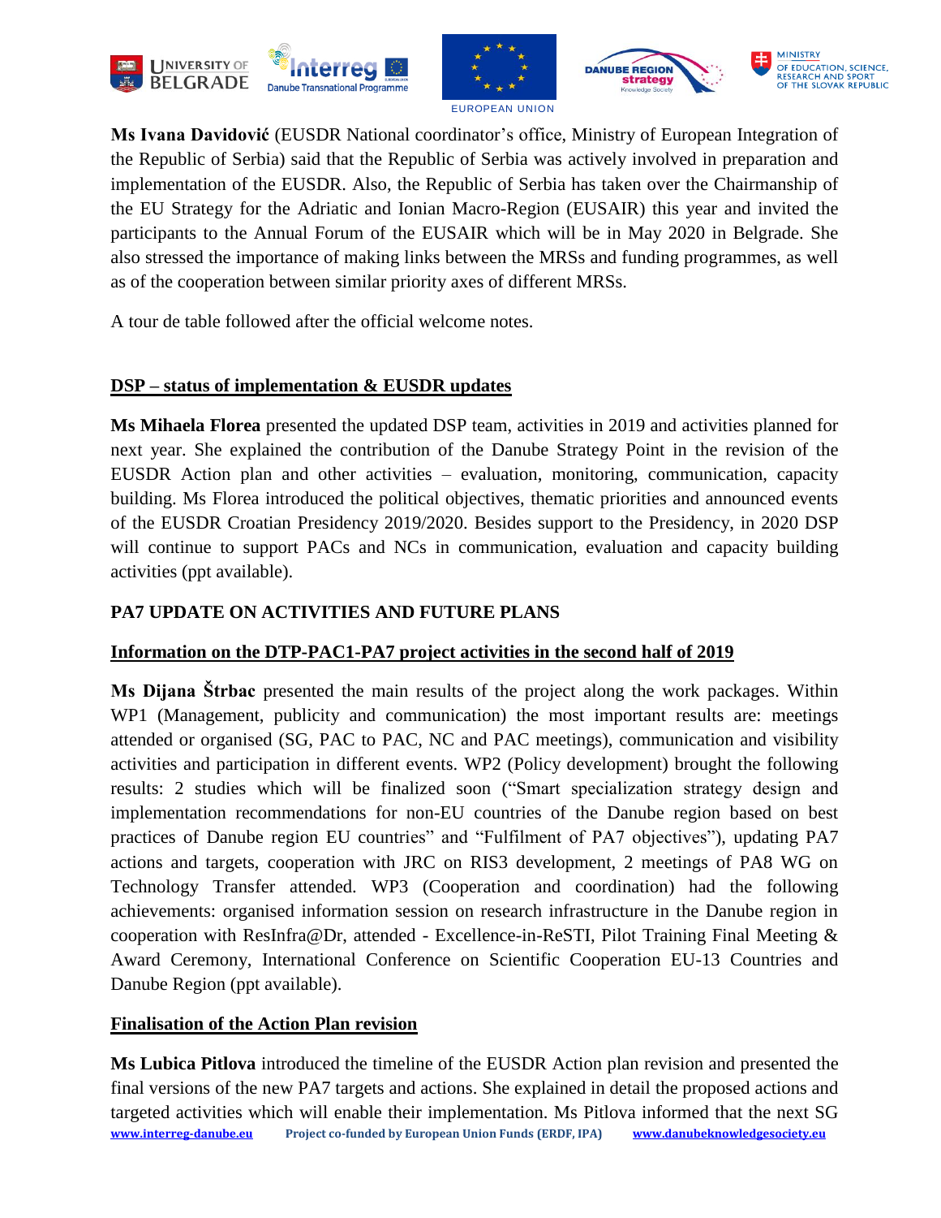**Ms Ivana Davidović** (EUSDR National coordinator's office, Ministry of European Integration of the Republic of Serbia) said that the Republic of Serbia was actively involved in preparation and implementation of the EUSDR. Also, the Republic of Serbia has taken over the Chairmanship of the EU Strategy for the Adriatic and Ionian Macro-Region (EUSAIR) this year and invited the participants to the Annual Forum of the EUSAIR which will be in May 2020 in Belgrade. She also stressed the importance of making links between the MRSs and funding programmes, as well as of the cooperation between similar priority axes of different MRSs.

A tour de table followed after the official welcome notes.

## DSP – status of implementation & EUSDR updates

**Ms Mihaela Florea** presented the updated DSP team, activities in 2019 and activities planned for next year. She explained the contribution of the Danube Strategy Point in the revision of the EUSDR Action plan and other activities – evaluation, monitoring, communication, capacity building. Ms Florea introduced the political objectives, thematic priorities and announced events of the EUSDR Croatian Presidency 2019/2020. Besides support to the Presidency, in 2020 DSP will continue to support PACs and NCs in communication, evaluation and capacity building activities (ppt available).

## PA7 UPDATE ON ACTIVITIES AND FUTURE PLANS

### Information on the DTP-PAC1-PA7 project activities in the second half of 2019

**Ms Dijana Štrbac** presented the main results of the project along the work packages. Within WP1 (Management, publicity and communication) the most important results are: meetings attended or organised (SG, PAC to PAC, NC and PAC meetings), communication and visibility activities and participation in different events. WP2 (Policy development) brought the following results: 2 studies which will be finalized soon ("Smart specialization strategy design and implementation recommendations for non-EU countries of the Danube region based on best practices of Danube region EU countries" and "Fulfilment of PA7 objectives"), updating PA7 actions and targets, cooperation with JRC on RIS3 development, 2 meetings of PA8 WG on Technology Transfer attended. WP3 (Cooperation and coordination) had the following achievements: organised information session on research infrastructure in the Danube region in cooperation with ResInfra@Dr, attended - Excellence-in-ReSTI, Pilot Training Final Meeting & Award Ceremony, International Conference on Scientific Cooperation EU-13 Countries and Danube Region (ppt available).

### Finalisation of the Action Plan revision

**Ms Lubica Pitlova** introduced the timeline of the EUSDR Action plan revision and presented the final versions of the new PA7 targets and actions. She explained in detail the proposed actions and targeted activities which will enable their implementation. Ms Pitlova informed that the next SG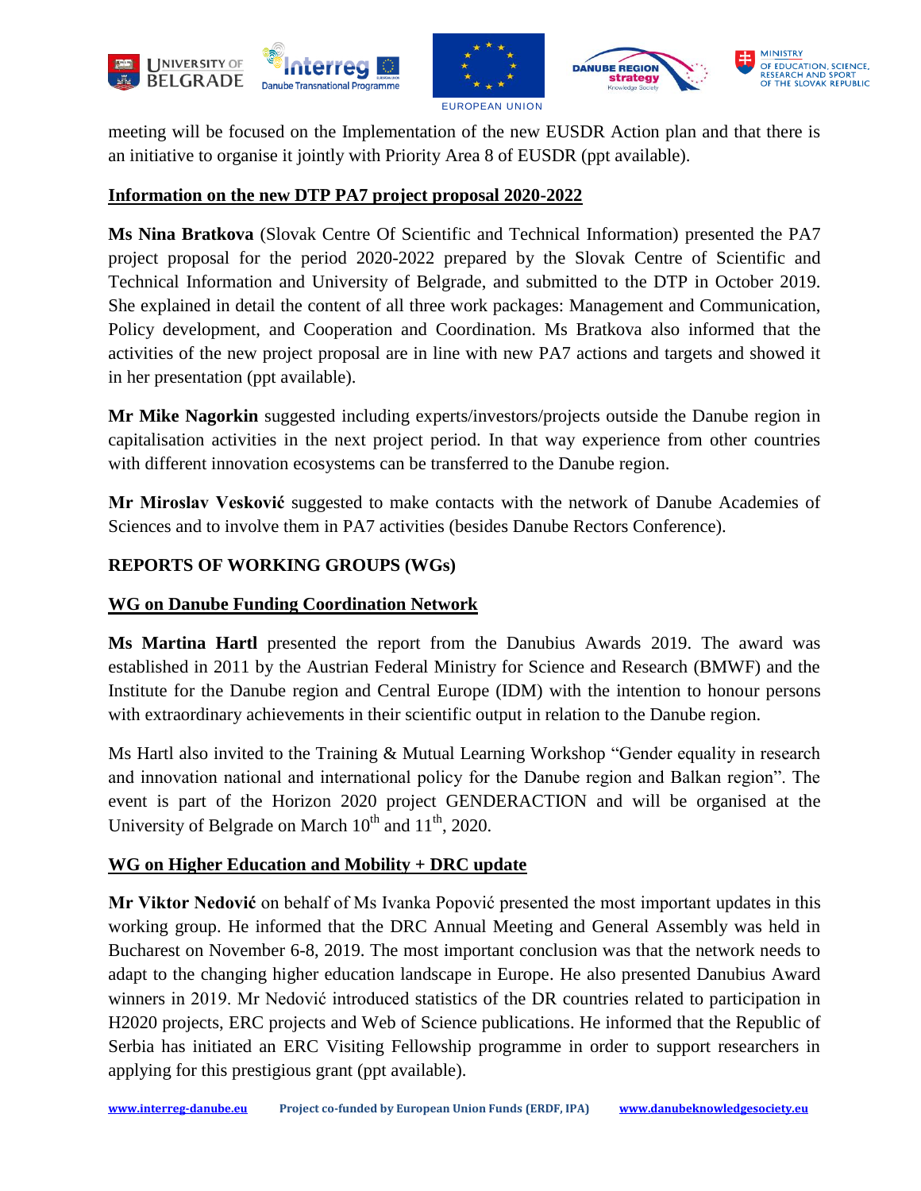meeting will be focused on the Implementation of the new EUSDR Action plan and that there is an initiative to organise it jointly with Priority Area 8 of EUSDR (ppt available).

**Information on the new DTP PA7 project proposal 2020-2022**

**Ms Nina Bratkova** (Slovak Centre Of Scientific and Technical Information) presented the PA7 project proposal for the period 2020-2022 prepared by the Slovak Centre of Scientific and Technical Information and University of Belgrade, and submitted to the DTP in October 2019. She explained in detail the content of all three work packages: Management and Communication, Policy development, and Cooperation and Coordination. Ms Bratkova also informed that the activities of the new project proposal are in line with new PA7 actions and targets and showed it in her presentation (ppt available).

**Mr Mike Nagorkin** suggested including experts/investors/projects outside the Danube region in capitalisation activities in the next project period. In that way experience from other countries with different innovation ecosystems can be transferred to the Danube region.

**Mr Miroslav Vesković** suggested to make contacts with the network of Danube Academies of Sciences and to involve them in PA7 activities (besides Danube Rectors Conference).

## REPORTS OF WORKING GROUPS (WGs)

**WG on Danube Funding Coordination Network**

**Ms Martina Hartl** presented the report from the Danubius Awards 2019. The award was established in 2011 by the Austrian Federal Ministry for Science and Research (BMWF) and the Institute for the Danube region and Central Europe (IDM) with the intention to honour persons with extraordinary achievements in their scientific output in relation to the Danube region.

Ms Hartl also invited to the Training & Mutual Learning Workshop "Gender equality in research and innovation national and international policy for the Danube region and Balkan region". The event is part of the Horizon 2020 project GENDERACTION and will be organised at the University of Belgrade on March 10th and 11th, 2020.

**WG on Higher Education and Mobility + DRC update**

**Mr Viktor Nedović** on behalf of Ms Ivanka Popović presented the most important updates in this working group. He informed that the DRC Annual Meeting and General Assembly was held in Bucharest on November 6-8, 2019. The most important conclusion was that the network needs to adapt to the changing higher education landscape in Europe. He also presented Danubius Award winners in 2019. Mr Nedović introduced statistics of the DR countries related to participation in H2020 projects, ERC projects and Web of Science publications. He informed that the Republic of Serbia has initiated an ERC Visiting Fellowship programme in order to support researchers in applying for this prestigious grant (ppt available).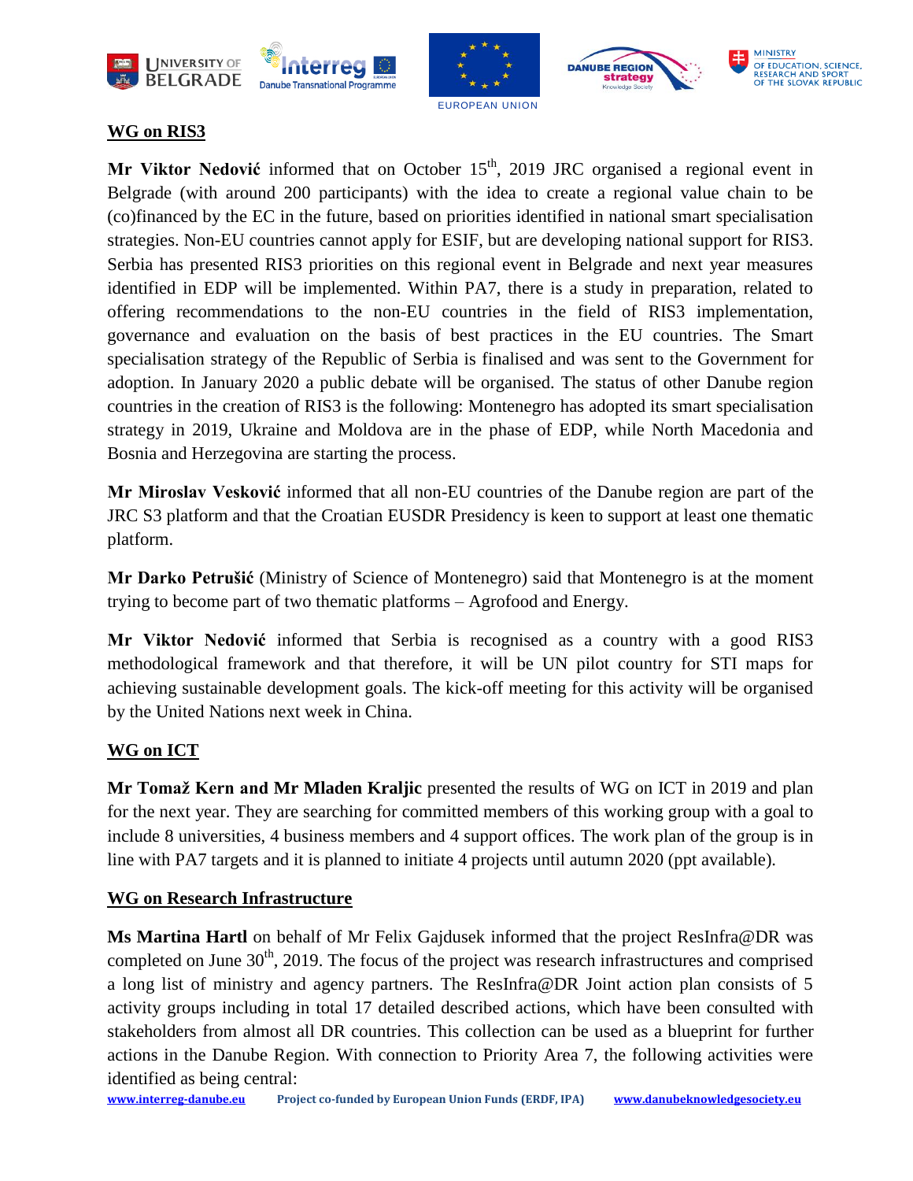**WG on RIS3**

**Mr Viktor Nedović** informed that on October 15th, 2019 JRC organised a regional event in Belgrade (with around 200 participants) with the idea to create a regional value chain to be (co)financed by the EC in the future, based on priorities identified in national smart specialisation strategies. Non-EU countries cannot apply for ESIF, but are developing national support for RIS3. Serbia has presented RIS3 priorities on this regional event in Belgrade and next year measures identified in EDP will be implemented. Within PA7, there is a study in preparation, related to offering recommendations to the non-EU countries in the field of RIS3 implementation, governance and evaluation on the basis of best practices in the EU countries. The Smart specialisation strategy of the Republic of Serbia is finalised and was sent to the Government for adoption. In January 2020 a public debate will be organised. The status of other Danube region countries in the creation of RIS3 is the following: Montenegro has adopted its smart specialisation strategy in 2019, Ukraine and Moldova are in the phase of EDP, while North Macedonia and Bosnia and Herzegovina are starting the process.

**Mr Miroslav Vesković** informed that all non-EU countries of the Danube region are part of the JRC S3 platform and that the Croatian EUSDR Presidency is keen to support at least one thematic platform.

**Mr Darko Petrušić** (Ministry of Science of Montenegro) said that Montenegro is at the moment trying to become part of two thematic platforms – Agrofood and Energy.

**Mr Viktor Nedović** informed that Serbia is recognised as a country with a good RIS3 methodological framework and that therefore, it will be UN pilot country for STI maps for achieving sustainable development goals. The kick-off meeting for this activity will be organised by the United Nations next week in China.

**WG on ICT**

**Mr Tomaž Kern and Mr Mladen Kraljic** presented the results of WG on ICT in 2019 and plan for the next year. They are searching for committed members of this working group with a goal to include 8 universities, 4 business members and 4 support offices. The work plan of the group is in line with PA7 targets and it is planned to initiate 4 projects until autumn 2020 (ppt available).

**WG on Research Infrastructure**

**Ms Martina Hartl** on behalf of Mr Felix Gajdusek informed that the project ResInfra@DR was completed on June 30th, 2019. The focus of the project was research infrastructures and comprised a long list of ministry and agency partners. The ResInfra@DR Joint action plan consists of 5 activity groups including in total 17 detailed described actions, which have been consulted with stakeholders from almost all DR countries. This collection can be used as a blueprint for further actions in the Danube Region. With connection to Priority Area 7, the following activities were identified as being central: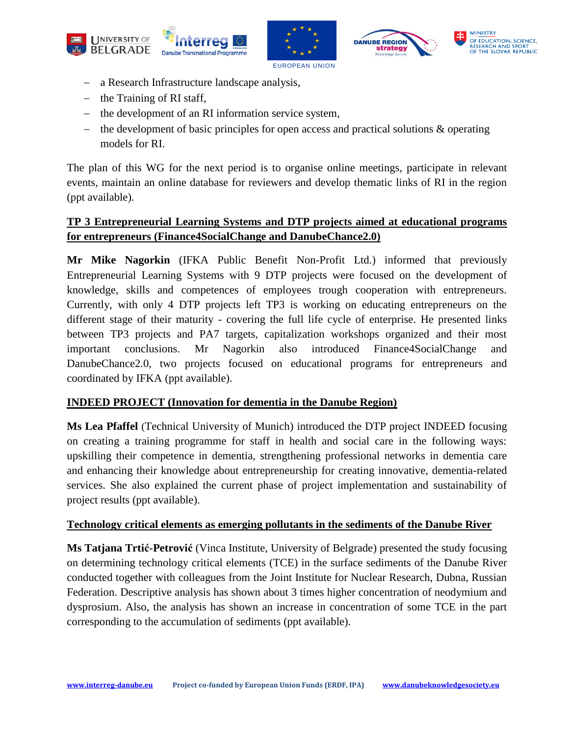- a Research Infrastructure landscape analysis,
- the Training of RI staff,
- the development of an RI information service system,
- the development of basic principles for open access and practical solutions & operating models for RI.

The plan of this WG for the next period is to organise online meetings, participate in relevant events, maintain an online database for reviewers and develop thematic links of RI in the region (ppt available).

**TP 3 Entrepreneurial Learning Systems and DTP projects aimed at educational programs for entrepreneurs (Finance4SocialChange and DanubeChance2.0)**

**Mr Mike Nagorkin** (IFKA Public Benefit Non-Profit Ltd.) informed that previously Entrepreneurial Learning Systems with 9 DTP projects were focused on the development of knowledge, skills and competences of employees trough cooperation with entrepreneurs. Currently, with only 4 DTP projects left TP3 is working on educating entrepreneurs on the different stage of their maturity - covering the full life cycle of enterprise. He presented links between TP3 projects and PA7 targets, capitalization workshops organized and their most important conclusions. Mr Nagorkin also introduced Finance4SocialChange and DanubeChance2.0, two projects focused on educational programs for entrepreneurs and coordinated by IFKA (ppt available).

**INDEED PROJECT (Innovation for dementia in the Danube Region)**

**Ms Lea Pfaffel** (Technical University of Munich) introduced the DTP project INDEED focusing on creating a training programme for staff in health and social care in the following ways: upskilling their competence in dementia, strengthening professional networks in dementia care and enhancing their knowledge about entrepreneurship for creating innovative, dementia-related services. She also explained the current phase of project implementation and sustainability of project results (ppt available).

**Technology critical elements as emerging pollutants in the sediments of the Danube River**

**Ms Tatjana Trtić-Petrović** (Vinca Institute, University of Belgrade) presented the study focusing on determining technology critical elements (TCE) in the surface sediments of the Danube River conducted together with colleagues from the Joint Institute for Nuclear Research, Dubna, Russian Federation. Descriptive analysis has shown about 3 times higher concentration of neodymium and dysprosium. Also, the analysis has shown an increase in concentration of some TCE in the part corresponding to the accumulation of sediments (ppt available).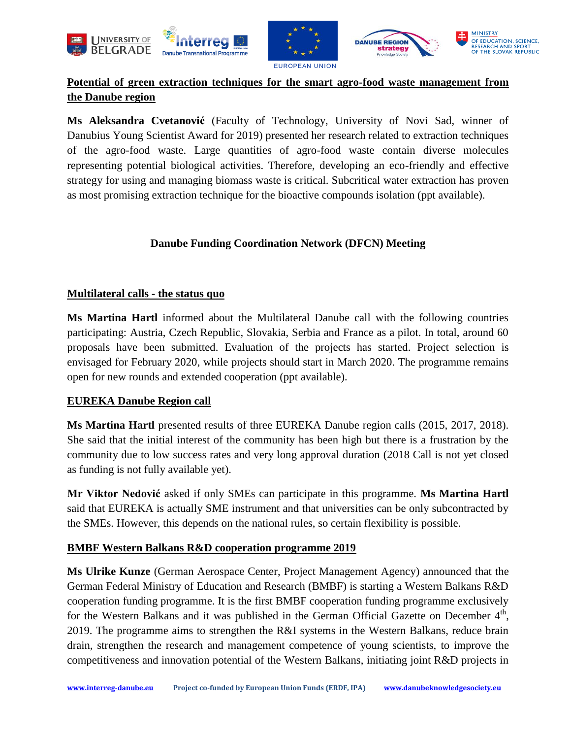**Potential of green extraction techniques for the smart agro-food waste management from the Danube region**

**Ms Aleksandra Cvetanović** (Faculty of Technology, University of Novi Sad, winner of Danubius Young Scientist Award for 2019) presented her research related to extraction techniques of the agro-food waste. Large quantities of agro-food waste contain diverse molecules representing potential biological activities. Therefore, developing an eco-friendly and effective strategy for using and managing biomass waste is critical. Subcritical water extraction has proven as most promising extraction technique for the bioactive compounds isolation (ppt available).

## Danube Funding Coordination Network (DFCN) Meeting

**Multilateral calls - the status quo**

**Ms Martina Hartl** informed about the Multilateral Danube call with the following countries participating: Austria, Czech Republic, Slovakia, Serbia and France as a pilot. In total, around 60 proposals have been submitted. Evaluation of the projects has started. Project selection is envisaged for February 2020, while projects should start in March 2020. The programme remains open for new rounds and extended cooperation (ppt available).

**EUREKA Danube Region call**

**Ms Martina Hartl** presented results of three EUREKA Danube region calls (2015, 2017, 2018). She said that the initial interest of the community has been high but there is a frustration by the community due to low success rates and very long approval duration (2018 Call is not yet closed as funding is not fully available yet).

**Mr Viktor Nedović** asked if only SMEs can participate in this programme. **Ms Martina Hartl** said that EUREKA is actually SME instrument and that universities can be only subcontracted by the SMEs. However, this depends on the national rules, so certain flexibility is possible.

**BMBF Western Balkans R&D cooperation programme 2019**

**Ms Ulrike Kunze** (German Aerospace Center, Project Management Agency) announced that the German Federal Ministry of Education and Research (BMBF) is starting a Western Balkans R&D cooperation funding programme. It is the first BMBF cooperation funding programme exclusively for the Western Balkans and it was published in the German Official Gazette on December 4th, 2019. The programme aims to strengthen the R&I systems in the Western Balkans, reduce brain drain, strengthen the research and management competence of young scientists, to improve the competitiveness and innovation potential of the Western Balkans, initiating joint R&D projects in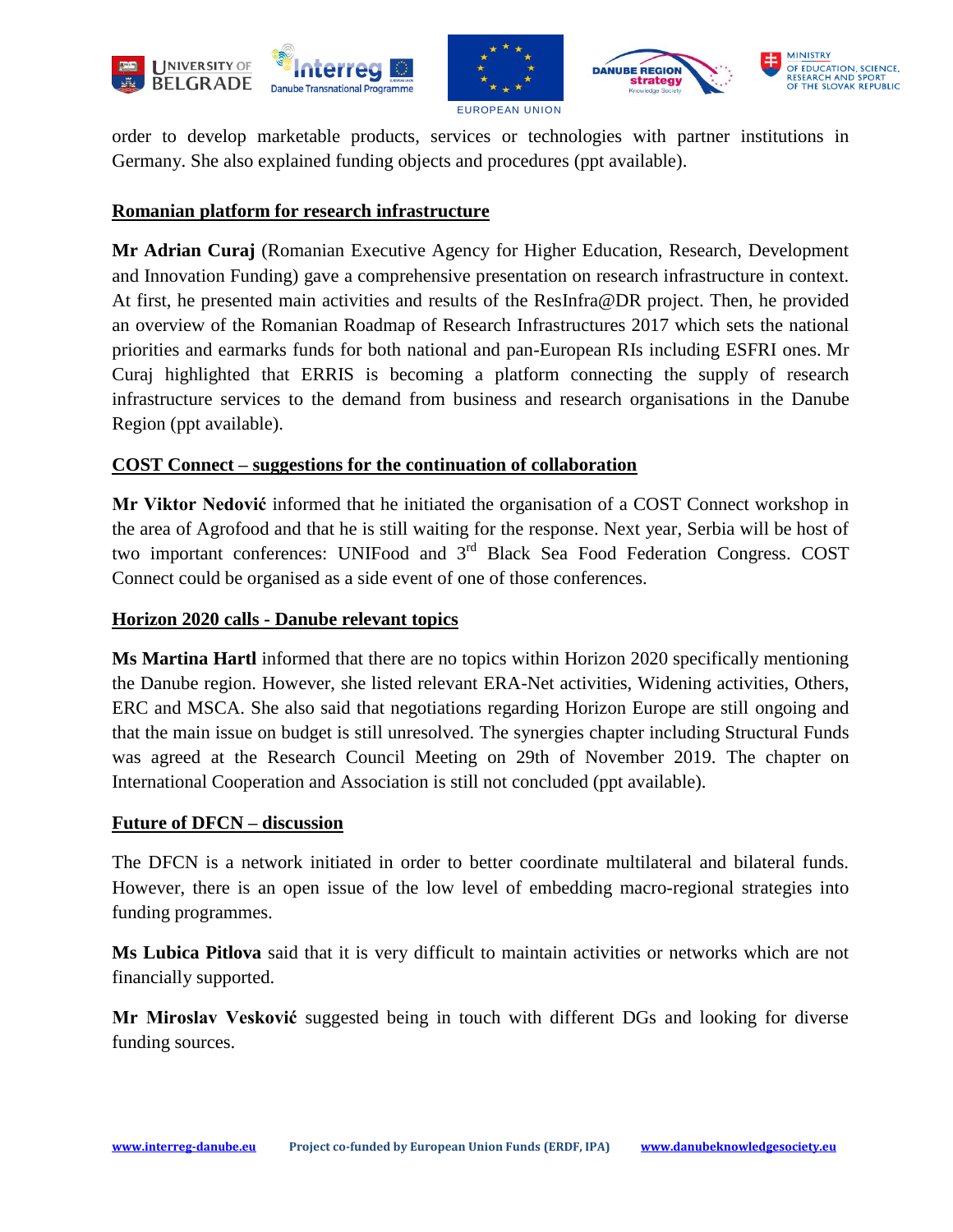order to develop marketable products, services or technologies with partner institutions in Germany. She also explained funding objects and procedures (ppt available).

**Romanian platform for research infrastructure**

**Mr Adrian Curaj** (Romanian Executive Agency for Higher Education, Research, Development and Innovation Funding) gave a comprehensive presentation on research infrastructure in context. At first, he presented main activities and results of the ResInfra@DR project. Then, he provided an overview of the Romanian Roadmap of Research Infrastructures 2017 which sets the national priorities and earmarks funds for both national and pan-European RIs including ESFRI ones. Mr Curaj highlighted that ERRIS is becoming a platform connecting the supply of research infrastructure services to the demand from business and research organisations in the Danube Region (ppt available).

**COST Connect – suggestions for the continuation of collaboration**

**Mr Viktor Nedović** informed that he initiated the organisation of a COST Connect workshop in the area of Agrofood and that he is still waiting for the response. Next year, Serbia will be host of two important conferences: UNIFood and 3rd Black Sea Food Federation Congress. COST Connect could be organised as a side event of one of those conferences.

**Horizon 2020 calls - Danube relevant topics**

**Ms Martina Hartl** informed that there are no topics within Horizon 2020 specifically mentioning the Danube region. However, she listed relevant ERA-Net activities, Widening activities, Others, ERC and MSCA. She also said that negotiations regarding Horizon Europe are still ongoing and that the main issue on budget is still unresolved. The synergies chapter including Structural Funds was agreed at the Research Council Meeting on 29th of November 2019. The chapter on International Cooperation and Association is still not concluded (ppt available).

**Future of DFCN – discussion**

The DFCN is a network initiated in order to better coordinate multilateral and bilateral funds. However, there is an open issue of the low level of embedding macro-regional strategies into funding programmes.

**Ms Lubica Pitlova** said that it is very difficult to maintain activities or networks which are not financially supported.

**Mr Miroslav Vesković** suggested being in touch with different DGs and looking for diverse funding sources.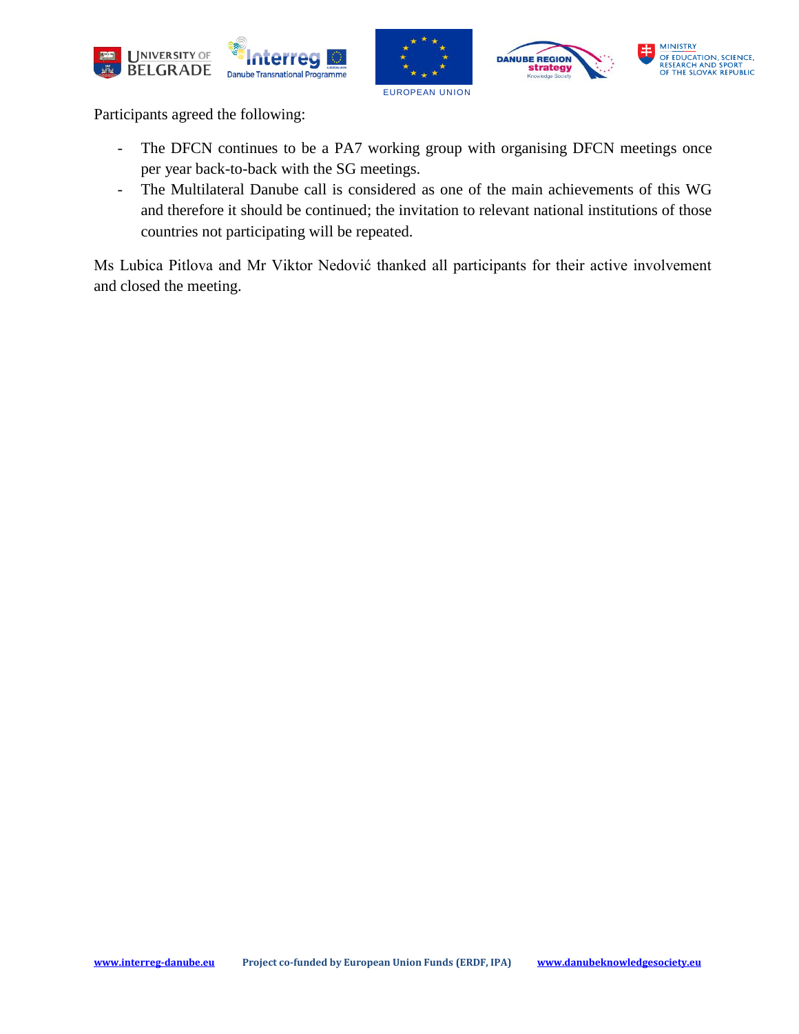Participants agreed the following:

- The DFCN continues to be a PA7 working group with organising DFCN meetings once per year back-to-back with the SG meetings.
- The Multilateral Danube call is considered as one of the main achievements of this WG and therefore it should be continued; the invitation to relevant national institutions of those countries not participating will be repeated.

Ms Lubica Pitlova and Mr Viktor Nedović thanked all participants for their active involvement and closed the meeting.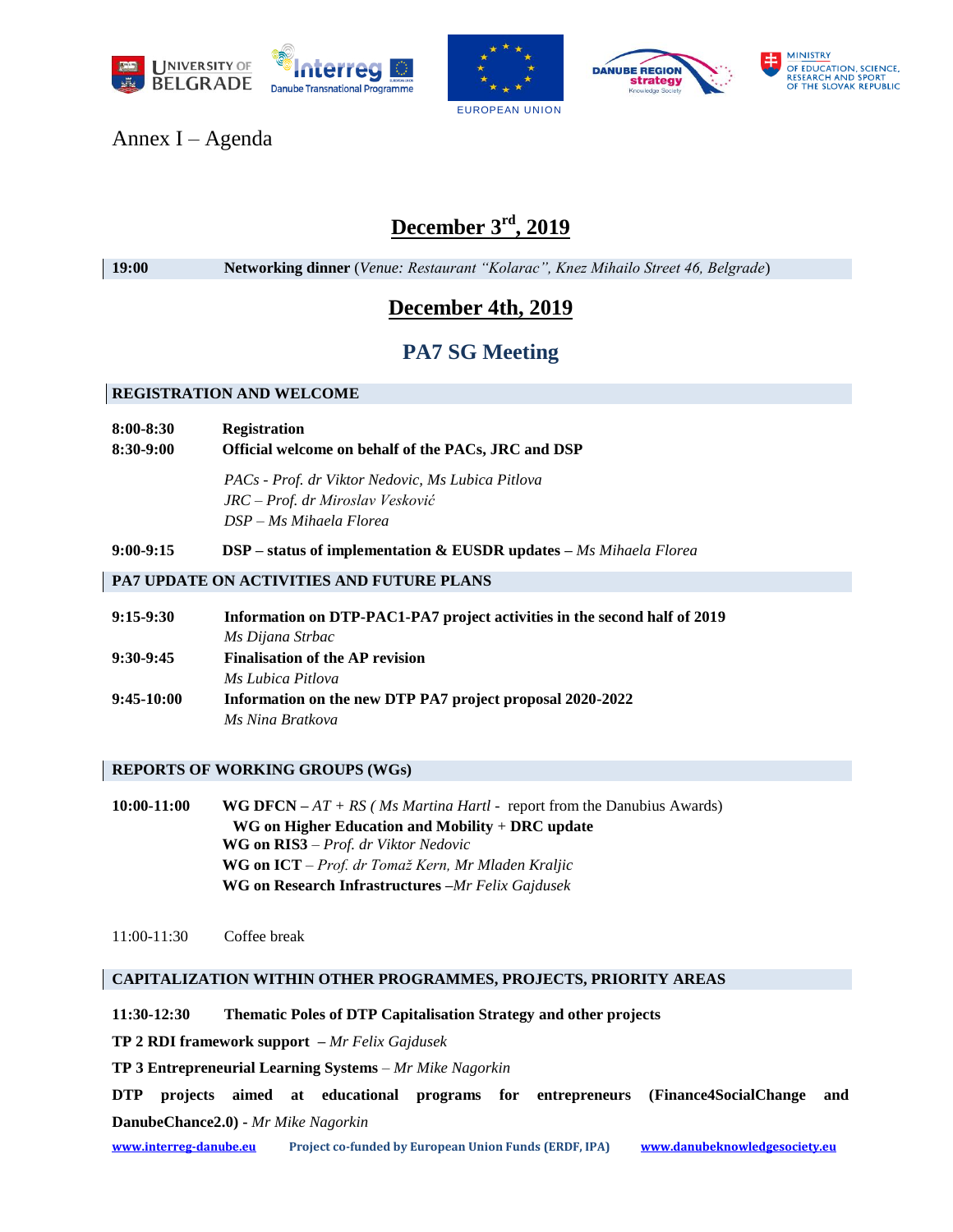Annex I – Agenda

## December 3rd, 2019

| | |
|---|---|
| **19:00** | **Networking dinner** (*Venue: Restaurant "Kolarac", Knez Mihailo Street 46, Belgrade*) |

## December 4th, 2019

## PA7 SG Meeting

### REGISTRATION AND WELCOME

**8:00-8:30** **Registration**

**8:30-9:00** **Official welcome on behalf of the PACs, JRC and DSP**

*PACs - Prof. dr Viktor Nedovic, Ms Lubica Pitlova*
*JRC – Prof. dr Miroslav Vesković*
*DSP – Ms Mihaela Florea*

**9:00-9:15** **DSP – status of implementation & EUSDR updates –** *Ms Mihaela Florea*

### PA7 UPDATE ON ACTIVITIES AND FUTURE PLANS

**9:15-9:30** **Information on DTP-PAC1-PA7 project activities in the second half of 2019**
*Ms Dijana Strbac*

**9:30-9:45** **Finalisation of the AP revision**
*Ms Lubica Pitlova*

**9:45-10:00** **Information on the new DTP PA7 project proposal 2020-2022**
*Ms Nina Bratkova*

### REPORTS OF WORKING GROUPS (WGs)

**10:00-11:00** **WG DFCN –** *AT + RS ( Ms Martina Hartl -* report from the Danubius Awards)
**WG on Higher Education and Mobility** + **DRC update**
**WG on RIS3** – *Prof. dr Viktor Nedovic*
**WG on ICT** – *Prof. dr Tomaž Kern, Mr Mladen Kraljic*
**WG on Research Infrastructures** –*Mr Felix Gajdusek*

11:00-11:30 Coffee break

### CAPITALIZATION WITHIN OTHER PROGRAMMES, PROJECTS, PRIORITY AREAS

**11:30-12:30** **Thematic Poles of DTP Capitalisation Strategy and other projects**

**TP 2 RDI framework support** – *Mr Felix Gajdusek*

**TP 3 Entrepreneurial Learning Systems** – *Mr Mike Nagorkin*

**DTP projects aimed at educational programs for entrepreneurs (Finance4SocialChange and DanubeChance2.0)** - *Mr Mike Nagorkin*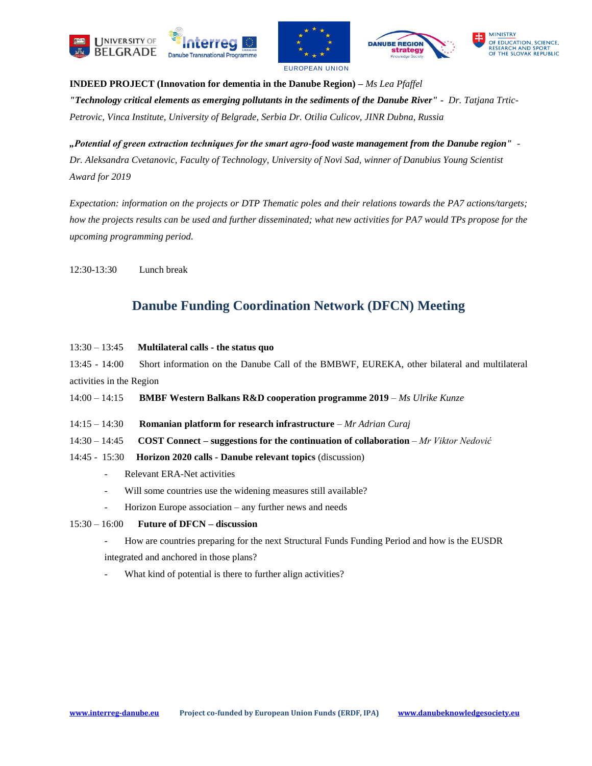**INDEED PROJECT (Innovation for dementia in the Danube Region) –** *Ms Lea Pfaffel*

***"Technology critical elements as emerging pollutants in the sediments of the Danube River" -*** *Dr. Tatjana Trtic-Petrovic, Vinca Institute, University of Belgrade, Serbia Dr. Otilia Culicov, JINR Dubna, Russia*

***„Potential of green extraction techniques for the smart agro-food waste management from the Danube region" -*** *Dr. Aleksandra Cvetanovic, Faculty of Technology, University of Novi Sad, winner of Danubius Young Scientist Award for 2019*

*Expectation: information on the projects or DTP Thematic poles and their relations towards the PA7 actions/targets; how the projects results can be used and further disseminated; what new activities for PA7 would TPs propose for the upcoming programming period.*

12:30-13:30 Lunch break

## Danube Funding Coordination Network (DFCN) Meeting

13:30 – 13:45 **Multilateral calls - the status quo**

13:45 - 14:00 Short information on the Danube Call of the BMBWF, EUREKA, other bilateral and multilateral activities in the Region

14:00 – 14:15 **BMBF Western Balkans R&D cooperation programme 2019** – *Ms Ulrike Kunze*

14:15 – 14:30 **Romanian platform for research infrastructure** – *Mr Adrian Curaj*

14:30 – 14:45 **COST Connect – suggestions for the continuation of collaboration** – *Mr Viktor Nedović*

14:45 - 15:30 **Horizon 2020 calls - Danube relevant topics** (discussion)

- Relevant ERA-Net activities
- Will some countries use the widening measures still available?
- Horizon Europe association – any further news and needs

15:30 – 16:00 **Future of DFCN – discussion**

- How are countries preparing for the next Structural Funds Funding Period and how is the EUSDR integrated and anchored in those plans?
- What kind of potential is there to further align activities?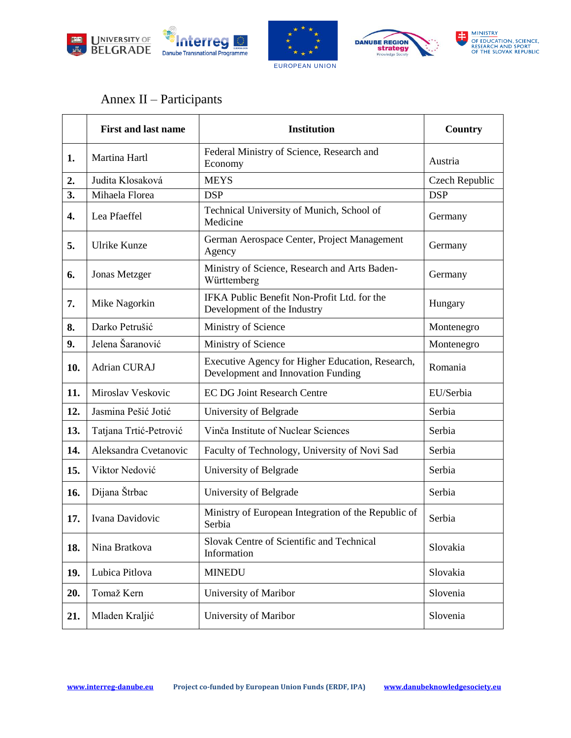## Annex II – Participants

| | First and last name | Institution | Country |
|---|---|---|---|
| **1.** | Martina Hartl | Federal Ministry of Science, Research and Economy | Austria |
| **2.** | Judita Klosaková | MEYS | Czech Republic |
| **3.** | Mihaela Florea | DSP | DSP |
| **4.** | Lea Pfaeffel | Technical University of Munich, School of Medicine | Germany |
| **5.** | Ulrike Kunze | German Aerospace Center, Project Management Agency | Germany |
| **6.** | Jonas Metzger | Ministry of Science, Research and Arts Baden-Württemberg | Germany |
| **7.** | Mike Nagorkin | IFKA Public Benefit Non-Profit Ltd. for the Development of the Industry | Hungary |
| **8.** | Darko Petrušić | Ministry of Science | Montenegro |
| **9.** | Jelena Šaranović | Ministry of Science | Montenegro |
| **10.** | Adrian CURAJ | Executive Agency for Higher Education, Research, Development and Innovation Funding | Romania |
| **11.** | Miroslav Veskovic | EC DG Joint Research Centre | EU/Serbia |
| **12.** | Jasmina Pešić Jotić | University of Belgrade | Serbia |
| **13.** | Tatjana Trtić-Petrović | Vinča Institute of Nuclear Sciences | Serbia |
| **14.** | Aleksandra Cvetanovic | Faculty of Technology, University of Novi Sad | Serbia |
| **15.** | Viktor Nedović | University of Belgrade | Serbia |
| **16.** | Dijana Štrbac | University of Belgrade | Serbia |
| **17.** | Ivana Davidovic | Ministry of European Integration of the Republic of Serbia | Serbia |
| **18.** | Nina Bratkova | Slovak Centre of Scientific and Technical Information | Slovakia |
| **19.** | Lubica Pitlova | MINEDU | Slovakia |
| **20.** | Tomaž Kern | University of Maribor | Slovenia |
| **21.** | Mladen Kraljić | University of Maribor | Slovenia |